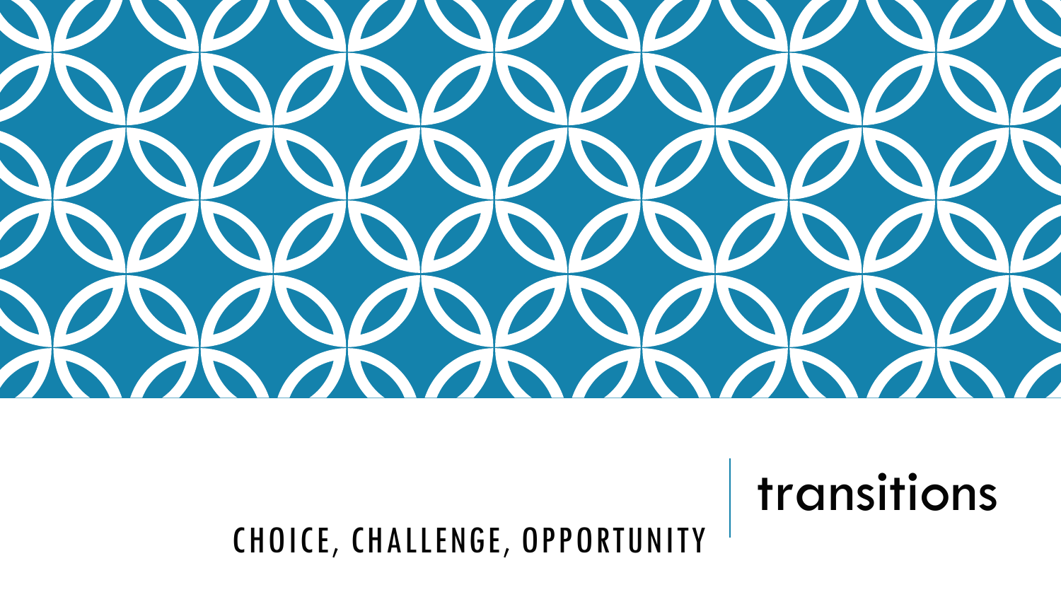# transitions

CHOICE, CHALLENGE, OPPORTUNITY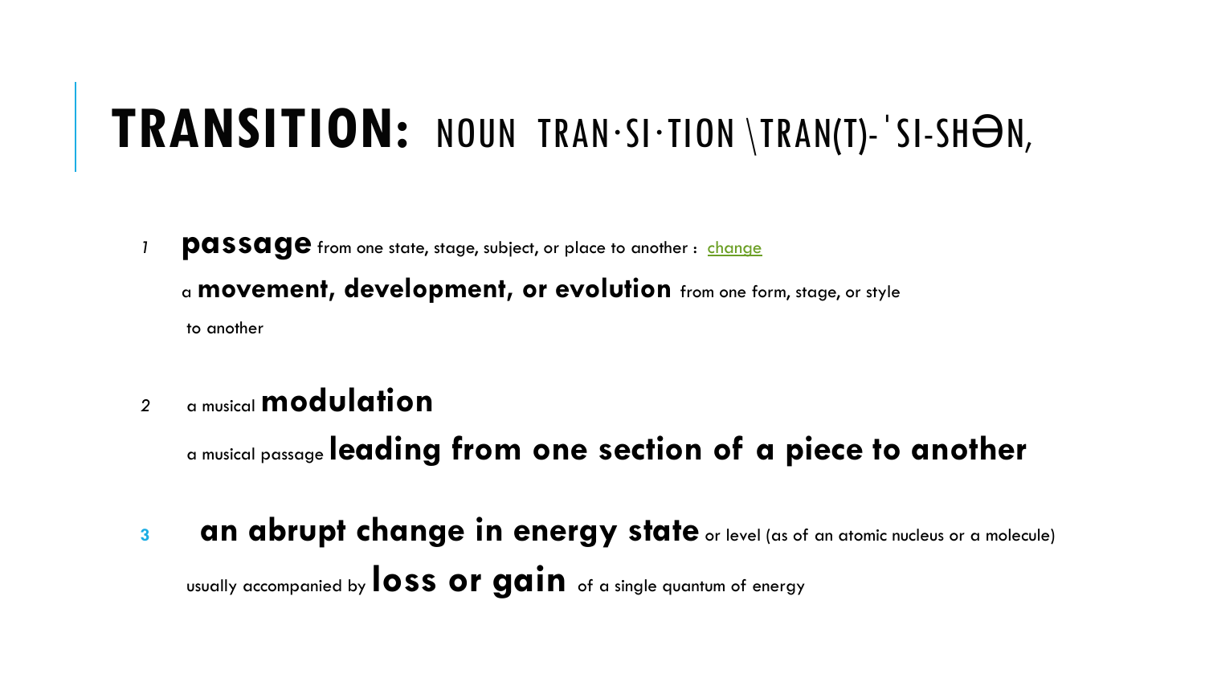# TRANSITION: NOUN TRAN·SI·TION \TRAN(T)-ˈSI-SHƏN,

1. **passage** from one state, stage, subject, or place to another : change

   a **movement, development, or evolution** from one form, stage, or style to another

2. a musical **modulation**

   a musical passage **leading from one section of a piece to another**

3. **an abrupt change in energy state** or level (as of an atomic nucleus or a molecule) usually accompanied by **loss or gain** of a single quantum of energy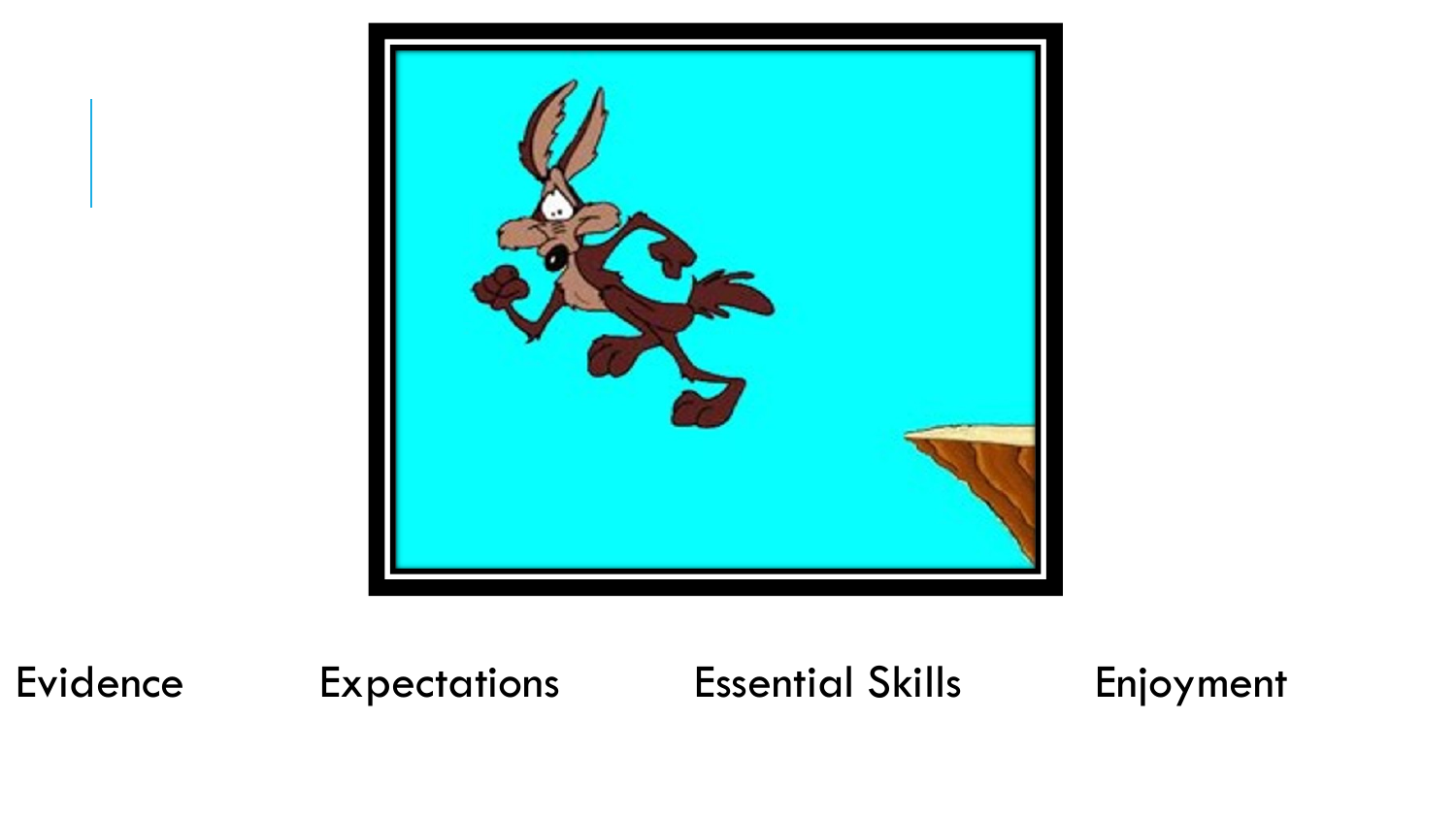Evidence Expectations Essential Skills Enjoyment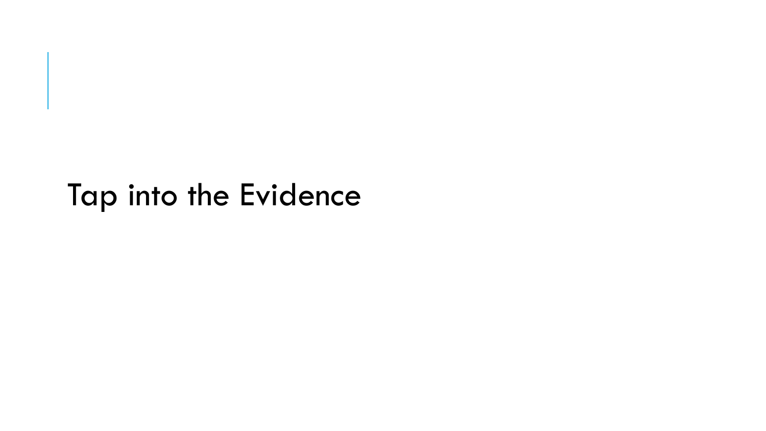# Tap into the Evidence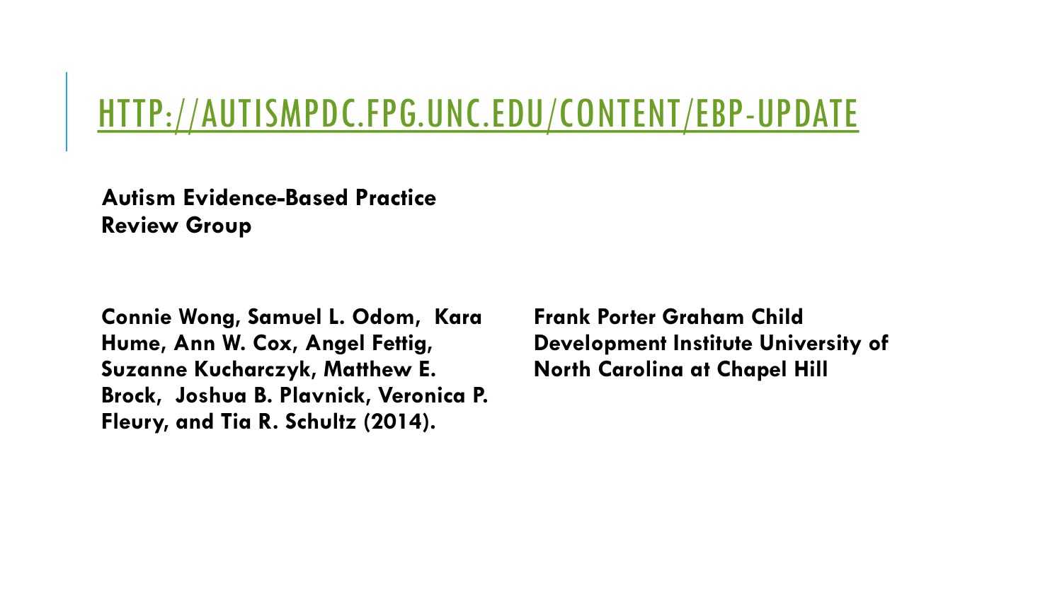# [HTTP://AUTISMPDC.FPG.UNC.EDU/CONTENT/EBP-UPDATE](http://autismpdc.fpg.unc.edu/content/ebp-update)

**Autism Evidence-Based Practice Review Group**

**Connie Wong, Samuel L. Odom, Kara Hume, Ann W. Cox, Angel Fettig, Suzanne Kucharczyk, Matthew E. Brock, Joshua B. Plavnick, Veronica P. Fleury, and Tia R. Schultz (2014).**

**Frank Porter Graham Child Development Institute University of North Carolina at Chapel Hill**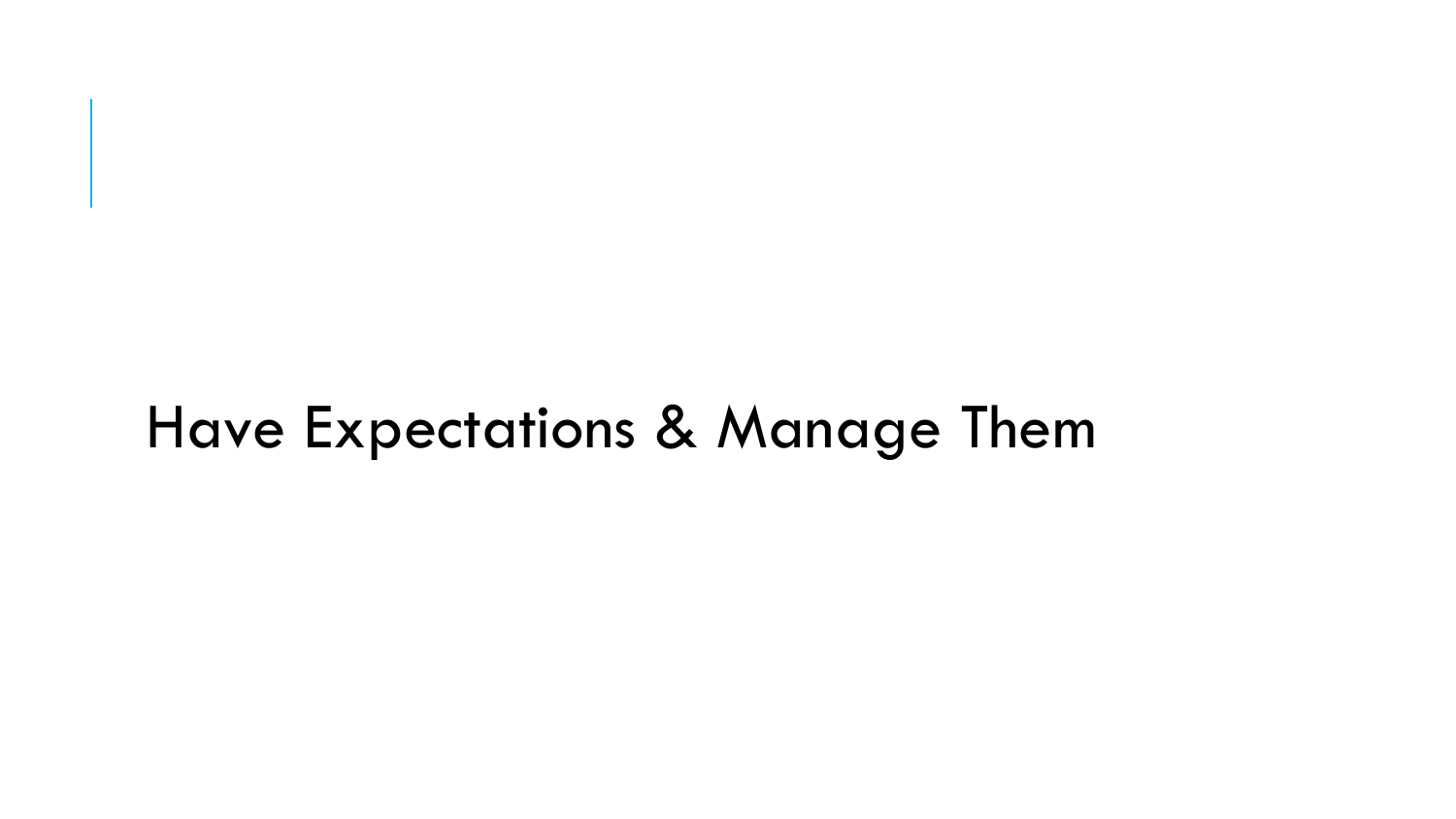# Have Expectations & Manage Them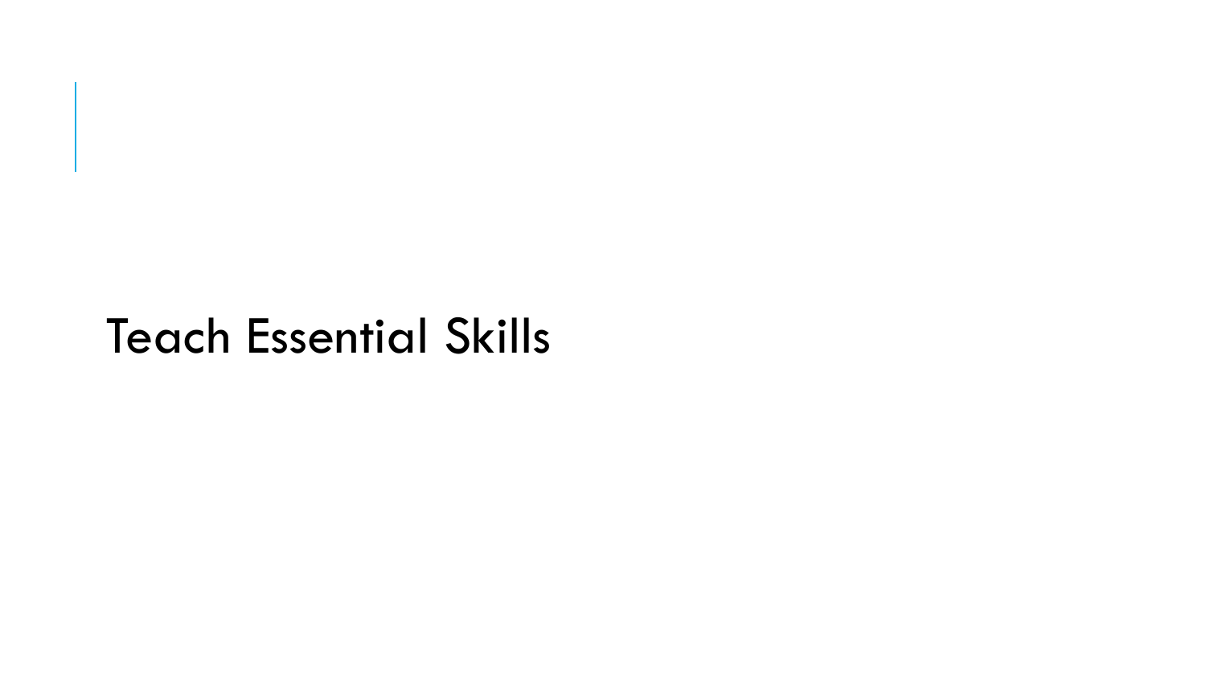# Teach Essential Skills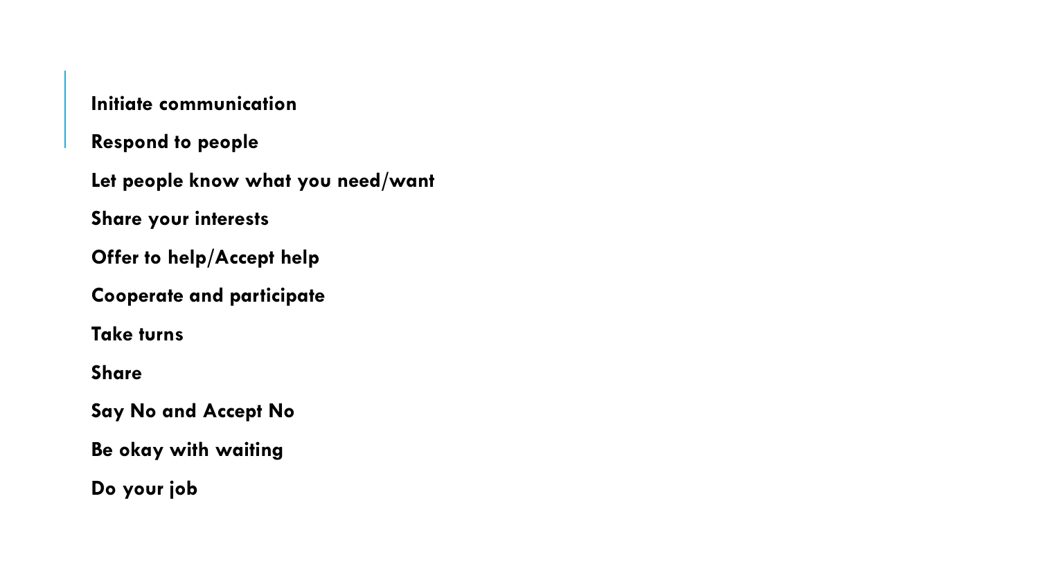**Initiate communication**

**Respond to people**

**Let people know what you need/want**

**Share your interests**

**Offer to help/Accept help**

**Cooperate and participate**

**Take turns**

**Share**

**Say No and Accept No**

**Be okay with waiting**

**Do your job**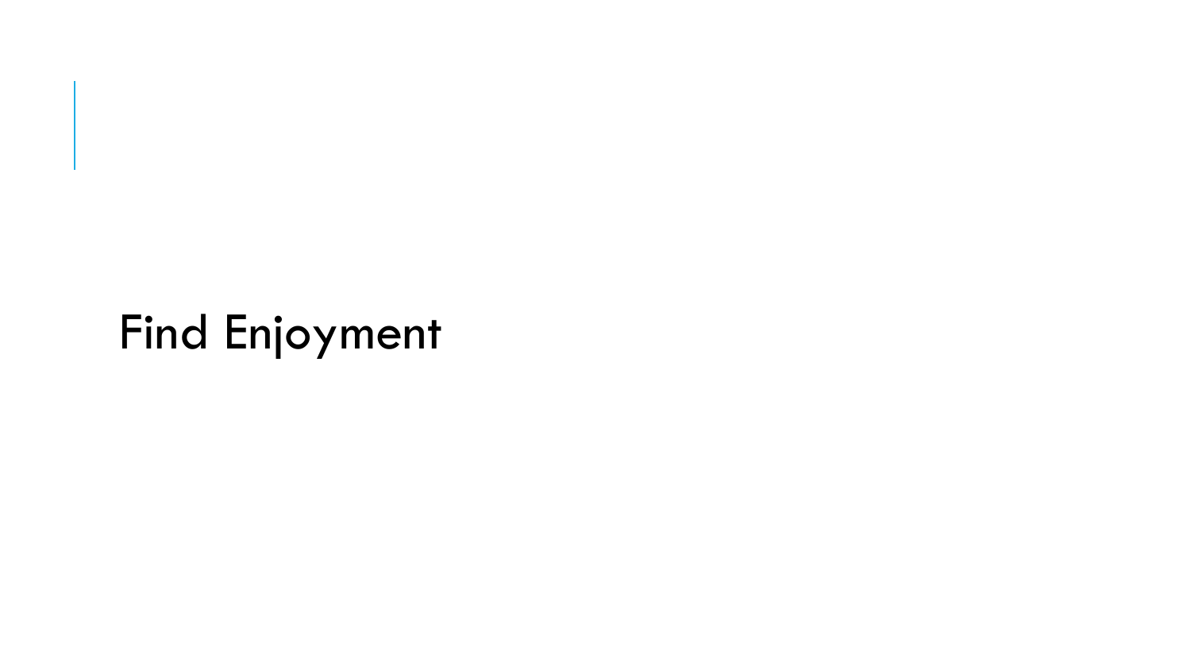# Find Enjoyment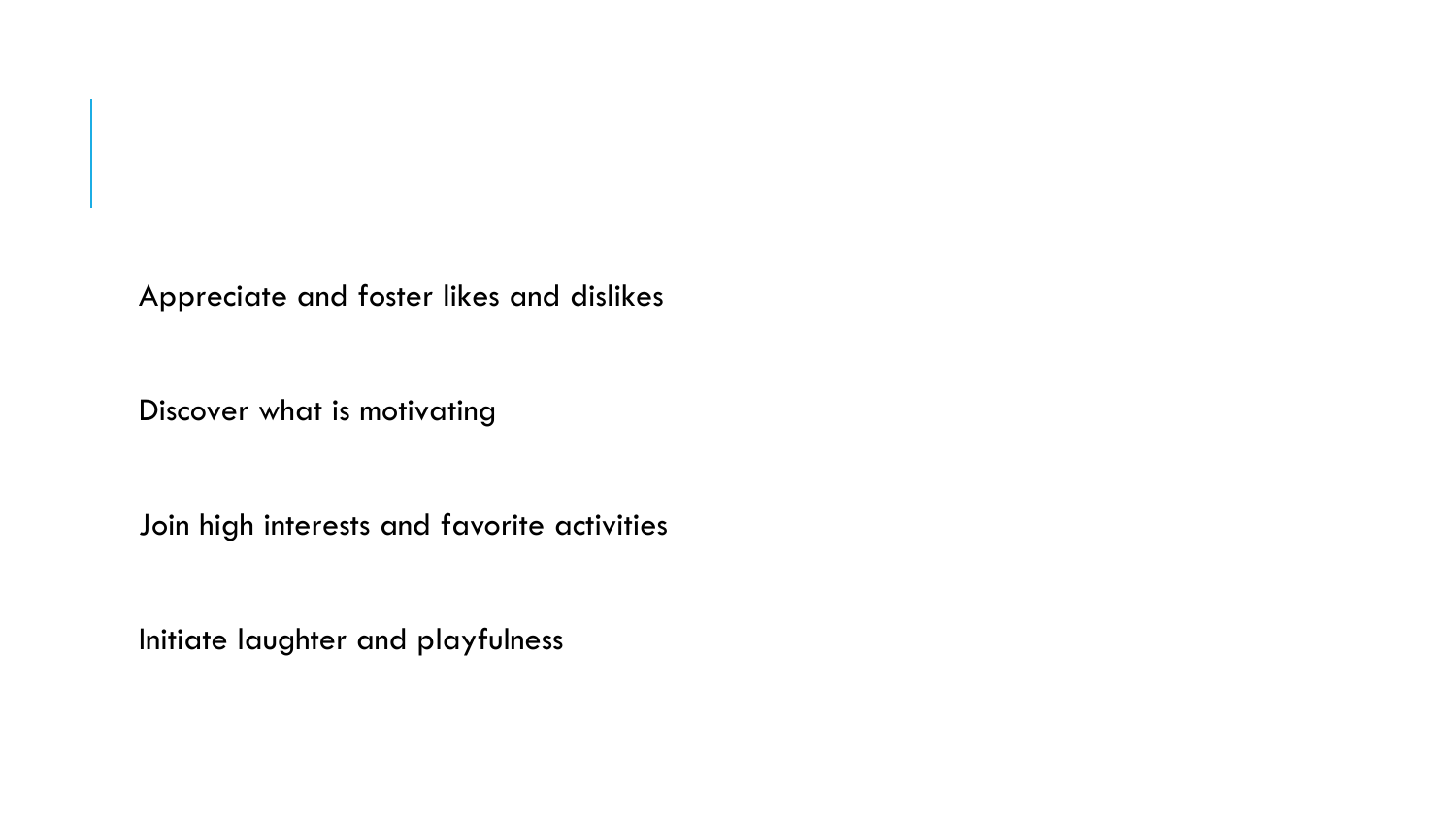Appreciate and foster likes and dislikes

Discover what is motivating

Join high interests and favorite activities

Initiate laughter and playfulness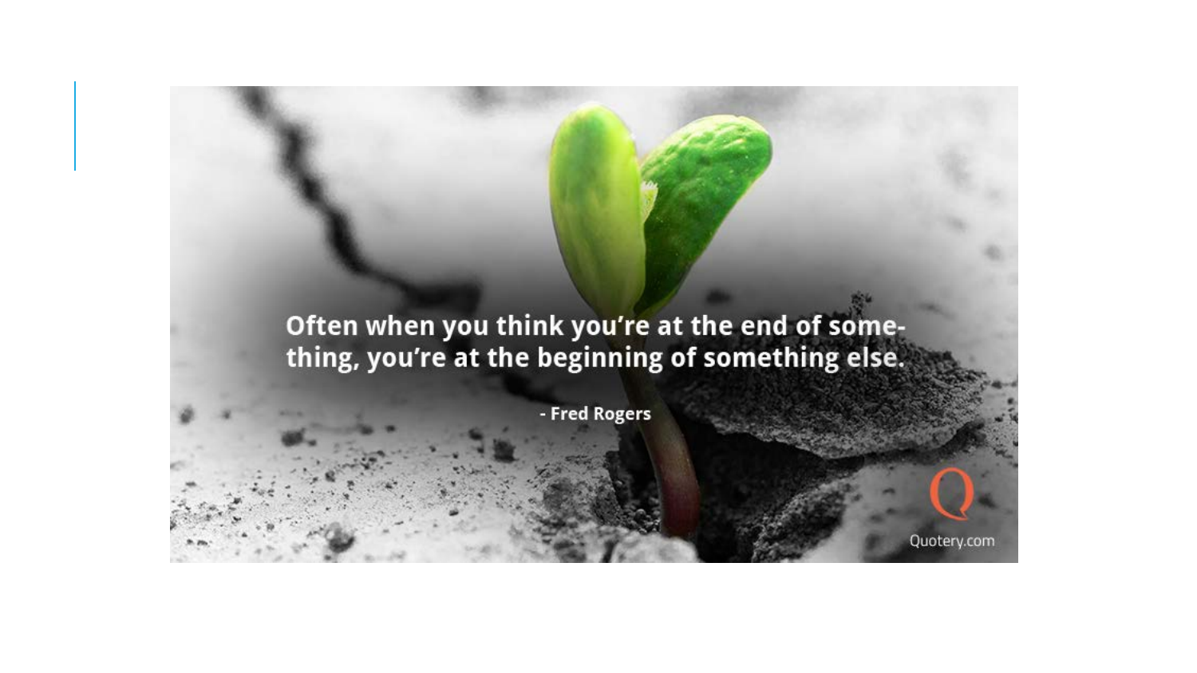Often when you think you're at the end of some-thing, you're at the beginning of something else.

- Fred Rogers

Quotery.com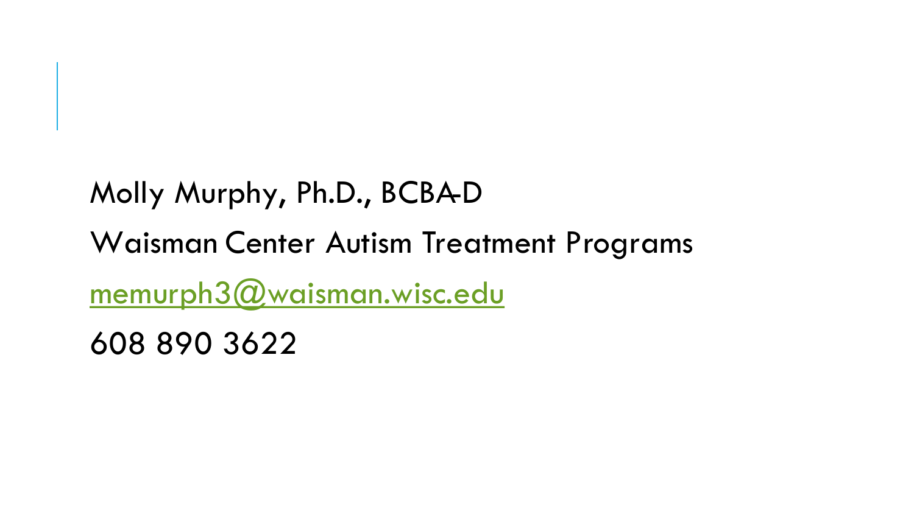Molly Murphy, Ph.D., BCBA-D

Waisman Center Autism Treatment Programs

memurph3@waisman.wisc.edu

608 890 3622